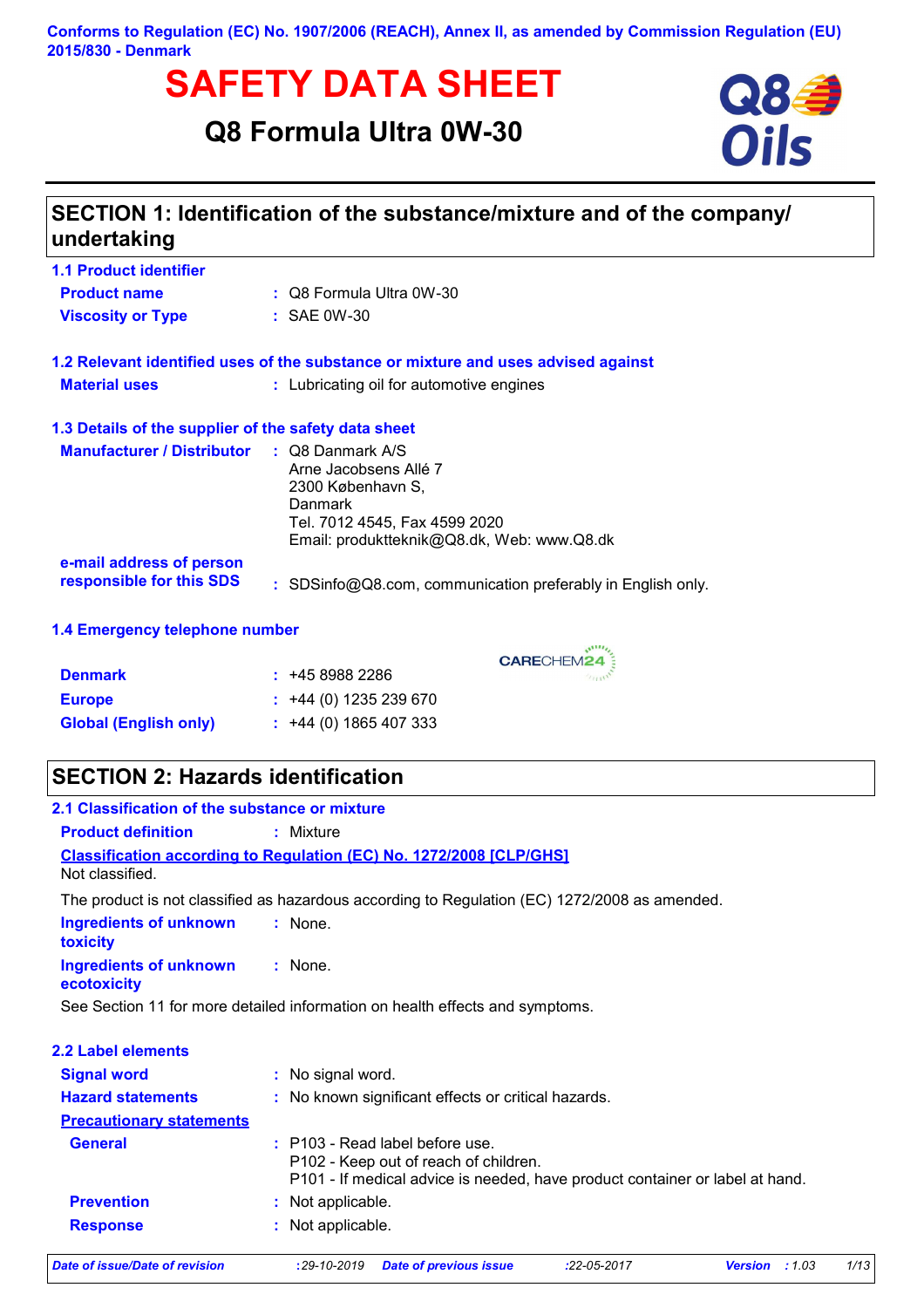Conforms to Regulation (EC) No. 1907/2006 (REACH), Annex II, as amended by Commission Regulation (EU) 2015/830 - Denmark

# SAFETY DATA SHEET

## Q8 Formula Ultra 0W-30

## SECTION 1: Identification of the substance/mixture and of the company/ undertaking

### 1.1 Product identifier

**Product name** : Q8 Formula Ultra 0W-30

**Viscosity or Type** : SAE 0W-30

### 1.2 Relevant identified uses of the substance or mixture and uses advised against

**Material uses** : Lubricating oil for automotive engines

### 1.3 Details of the supplier of the safety data sheet

**Manufacturer / Distributor** : Q8 Danmark A/S
Arne Jacobsens Allé 7
2300 København S,
Danmark
Tel. 7012 4545, Fax 4599 2020
Email: produktteknik@Q8.dk, Web: www.Q8.dk

**e-mail address of person responsible for this SDS** : SDSinfo@Q8.com, communication preferably in English only.

### 1.4 Emergency telephone number

CARECHEM24

**Denmark** : +45 8988 2286

**Europe** : +44 (0) 1235 239 670

**Global (English only)** : +44 (0) 1865 407 333

## SECTION 2: Hazards identification

### 2.1 Classification of the substance or mixture

**Product definition** : Mixture

**Classification according to Regulation (EC) No. 1272/2008 [CLP/GHS]**

Not classified.

The product is not classified as hazardous according to Regulation (EC) 1272/2008 as amended.

**Ingredients of unknown toxicity** : None.

**Ingredients of unknown ecotoxicity** : None.

See Section 11 for more detailed information on health effects and symptoms.

### 2.2 Label elements

**Signal word** : No signal word.

**Hazard statements** : No known significant effects or critical hazards.

**Precautionary statements**

**General** : P103 - Read label before use.
P102 - Keep out of reach of children.
P101 - If medical advice is needed, have product container or label at hand.

**Prevention** : Not applicable.

**Response** : Not applicable.

*Date of issue/Date of revision* : 29-10-2019 *Date of previous issue* : 22-05-2017 *Version* : 1.03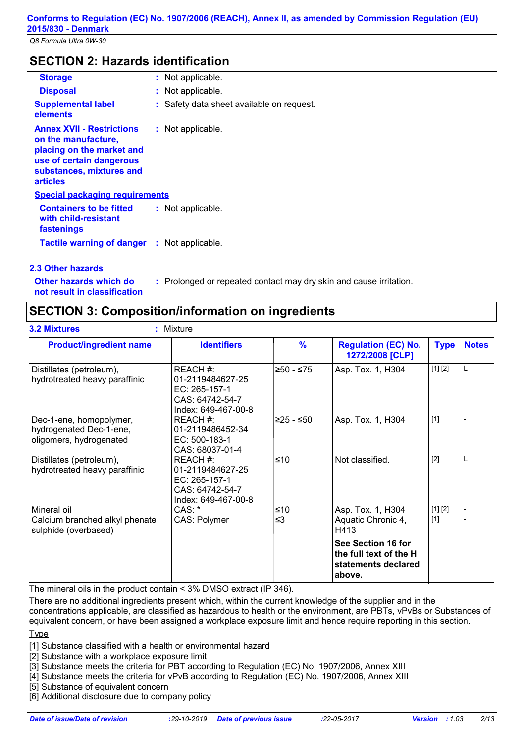## SECTION 2: Hazards identification

**Storage** : Not applicable.

**Disposal** : Not applicable.

**Supplemental label elements** : Safety data sheet available on request.

**Annex XVII - Restrictions on the manufacture, placing on the market and use of certain dangerous substances, mixtures and articles** : Not applicable.

**Special packaging requirements**

**Containers to be fitted with child-resistant fastenings** : Not applicable.

**Tactile warning of danger** : Not applicable.

### 2.3 Other hazards

**Other hazards which do not result in classification** : Prolonged or repeated contact may dry skin and cause irritation.

## SECTION 3: Composition/information on ingredients

**3.2 Mixtures** : Mixture

| Product/ingredient name | Identifiers | % | Regulation (EC) No. 1272/2008 [CLP] | Type | Notes |
|---|---|---|---|---|---|
| Distillates (petroleum), hydrotreated heavy paraffinic | REACH #: 01-2119484627-25<br>EC: 265-157-1<br>CAS: 64742-54-7<br>Index: 649-467-00-8 | ≥50 - ≤75 | Asp. Tox. 1, H304 | [1] [2] | L |
| Dec-1-ene, homopolymer, hydrogenated Dec-1-ene, oligomers, hydrogenated | REACH #: 01-2119486452-34<br>EC: 500-183-1<br>CAS: 68037-01-4 | ≥25 - ≤50 | Asp. Tox. 1, H304 | [1] | - |
| Distillates (petroleum), hydrotreated heavy paraffinic | REACH #: 01-2119484627-25<br>EC: 265-157-1<br>CAS: 64742-54-7<br>Index: 649-467-00-8 | ≤10 | Not classified. | [2] | L |
| Mineral oil | CAS: * | ≤10 | Asp. Tox. 1, H304 | [1] [2] | - |
| Calcium branched alkyl phenate sulphide (overbased) | CAS: Polymer | ≤3 | Aquatic Chronic 4, H413 | [1] | - |
| | | | **See Section 16 for the full text of the H statements declared above.** | | |

The mineral oils in the product contain < 3% DMSO extract (IP 346).

There are no additional ingredients present which, within the current knowledge of the supplier and in the concentrations applicable, are classified as hazardous to health or the environment, are PBTs, vPvBs or Substances of equivalent concern, or have been assigned a workplace exposure limit and hence require reporting in this section.

Type

[1] Substance classified with a health or environmental hazard
[2] Substance with a workplace exposure limit
[3] Substance meets the criteria for PBT according to Regulation (EC) No. 1907/2006, Annex XIII
[4] Substance meets the criteria for vPvB according to Regulation (EC) No. 1907/2006, Annex XIII
[5] Substance of equivalent concern
[6] Additional disclosure due to company policy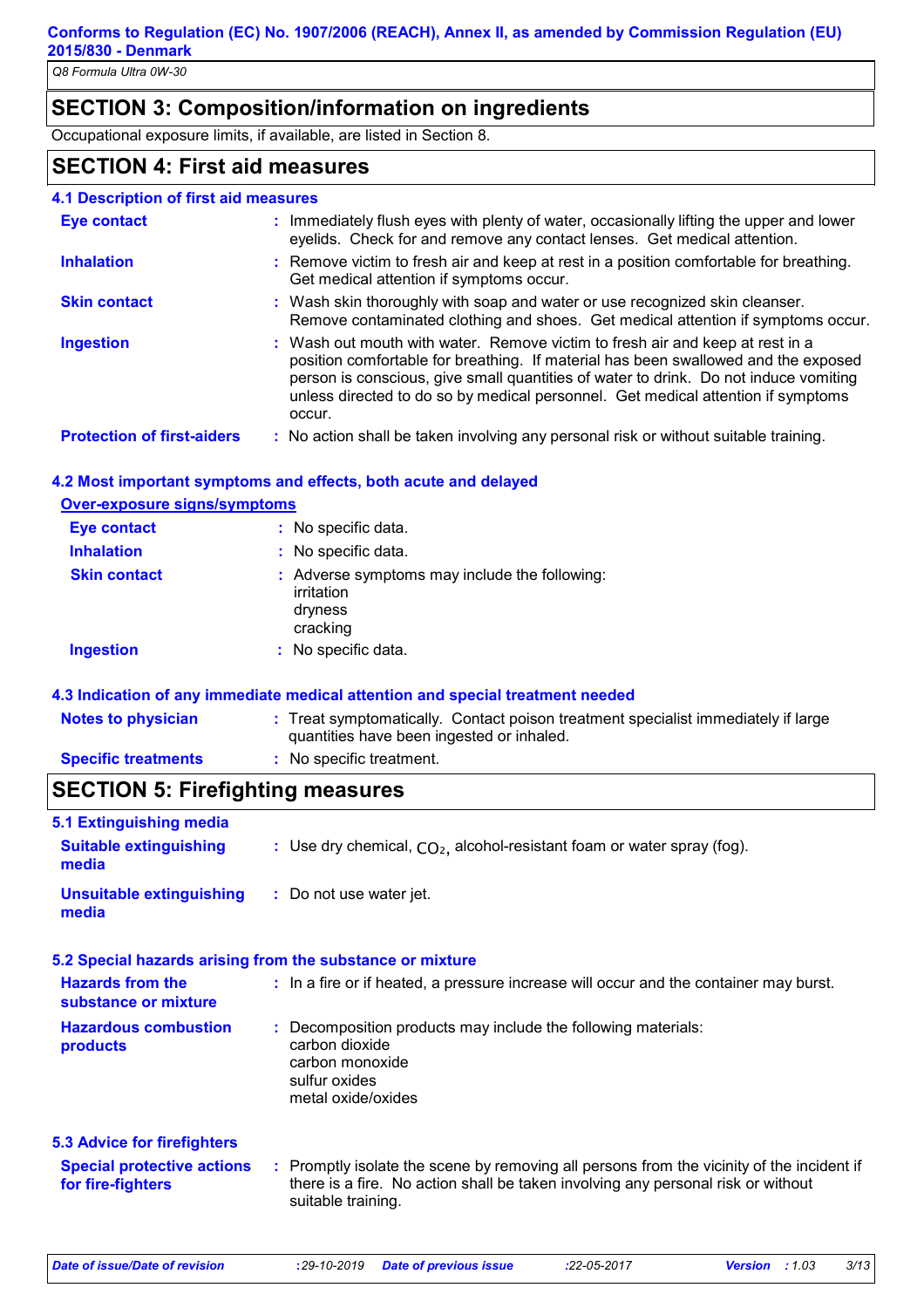## SECTION 3: Composition/information on ingredients

Occupational exposure limits, if available, are listed in Section 8.

## SECTION 4: First aid measures

### 4.1 Description of first aid measures

| | |
|---|---|
| **Eye contact** | : Immediately flush eyes with plenty of water, occasionally lifting the upper and lower eyelids. Check for and remove any contact lenses. Get medical attention. |
| **Inhalation** | : Remove victim to fresh air and keep at rest in a position comfortable for breathing. Get medical attention if symptoms occur. |
| **Skin contact** | : Wash skin thoroughly with soap and water or use recognized skin cleanser. Remove contaminated clothing and shoes. Get medical attention if symptoms occur. |
| **Ingestion** | : Wash out mouth with water. Remove victim to fresh air and keep at rest in a position comfortable for breathing. If material has been swallowed and the exposed person is conscious, give small quantities of water to drink. Do not induce vomiting unless directed to do so by medical personnel. Get medical attention if symptoms occur. |
| **Protection of first-aiders** | : No action shall be taken involving any personal risk or without suitable training. |

### 4.2 Most important symptoms and effects, both acute and delayed

**Over-exposure signs/symptoms**

| | |
|---|---|
| **Eye contact** | : No specific data. |
| **Inhalation** | : No specific data. |
| **Skin contact** | : Adverse symptoms may include the following:<br>irritation<br>dryness<br>cracking |
| **Ingestion** | : No specific data. |

### 4.3 Indication of any immediate medical attention and special treatment needed

| | |
|---|---|
| **Notes to physician** | : Treat symptomatically. Contact poison treatment specialist immediately if large quantities have been ingested or inhaled. |
| **Specific treatments** | : No specific treatment. |

## SECTION 5: Firefighting measures

### 5.1 Extinguishing media

| | |
|---|---|
| **Suitable extinguishing media** | : Use dry chemical, $CO_2$, alcohol-resistant foam or water spray (fog). |
| **Unsuitable extinguishing media** | : Do not use water jet. |

### 5.2 Special hazards arising from the substance or mixture

| | |
|---|---|
| **Hazards from the substance or mixture** | : In a fire or if heated, a pressure increase will occur and the container may burst. |
| **Hazardous combustion products** | : Decomposition products may include the following materials:<br>carbon dioxide<br>carbon monoxide<br>sulfur oxides<br>metal oxide/oxides |

### 5.3 Advice for firefighters

| | |
|---|---|
| **Special protective actions for fire-fighters** | : Promptly isolate the scene by removing all persons from the vicinity of the incident if there is a fire. No action shall be taken involving any personal risk or without suitable training. |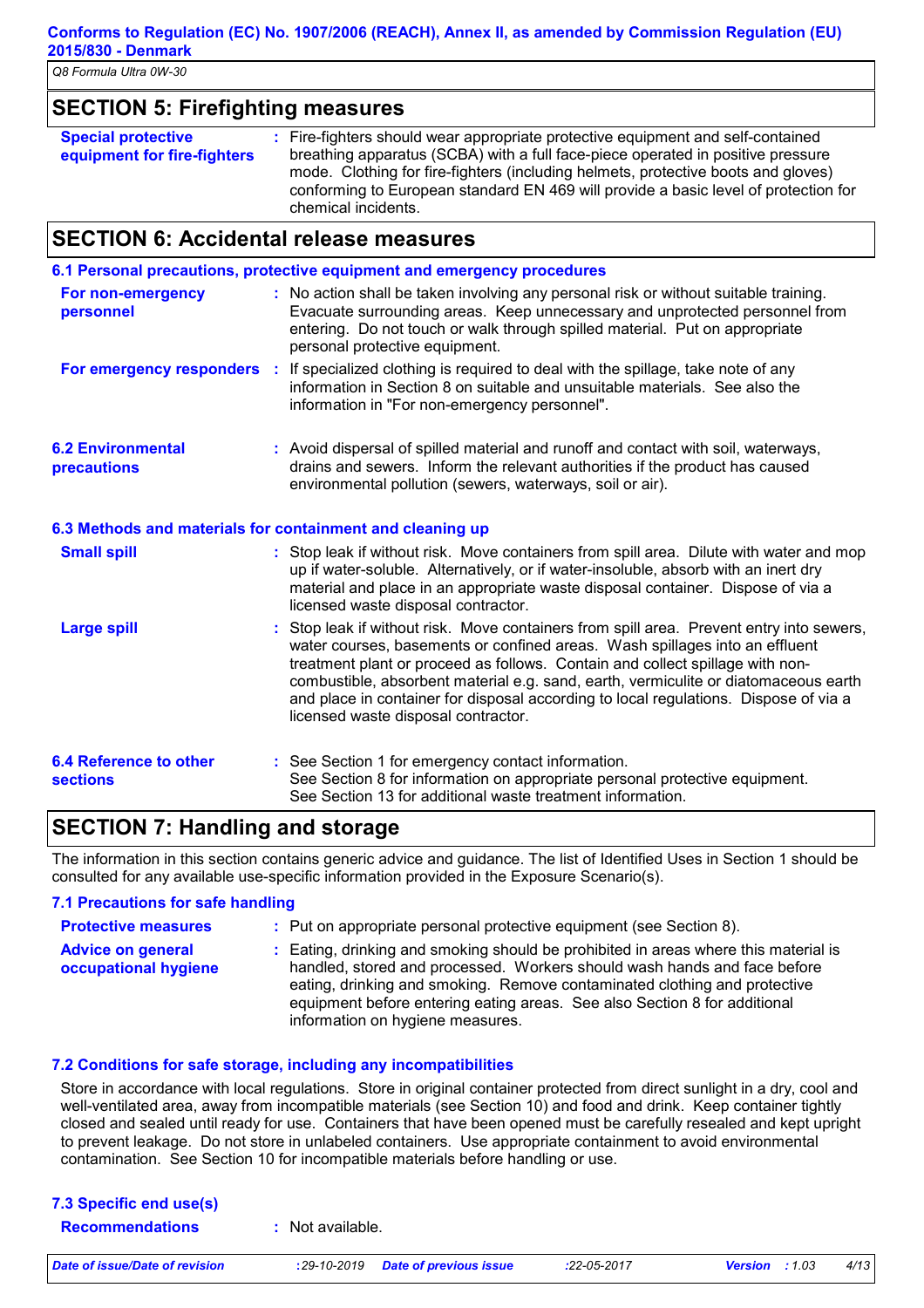## SECTION 5: Firefighting measures

**Special protective equipment for fire-fighters** : Fire-fighters should wear appropriate protective equipment and self-contained breathing apparatus (SCBA) with a full face-piece operated in positive pressure mode. Clothing for fire-fighters (including helmets, protective boots and gloves) conforming to European standard EN 469 will provide a basic level of protection for chemical incidents.

## SECTION 6: Accidental release measures

### 6.1 Personal precautions, protective equipment and emergency procedures

**For non-emergency personnel** : No action shall be taken involving any personal risk or without suitable training. Evacuate surrounding areas. Keep unnecessary and unprotected personnel from entering. Do not touch or walk through spilled material. Put on appropriate personal protective equipment.

**For emergency responders** : If specialized clothing is required to deal with the spillage, take note of any information in Section 8 on suitable and unsuitable materials. See also the information in "For non-emergency personnel".

### 6.2 Environmental precautions

: Avoid dispersal of spilled material and runoff and contact with soil, waterways, drains and sewers. Inform the relevant authorities if the product has caused environmental pollution (sewers, waterways, soil or air).

### 6.3 Methods and materials for containment and cleaning up

**Small spill** : Stop leak if without risk. Move containers from spill area. Dilute with water and mop up if water-soluble. Alternatively, or if water-insoluble, absorb with an inert dry material and place in an appropriate waste disposal container. Dispose of via a licensed waste disposal contractor.

**Large spill** : Stop leak if without risk. Move containers from spill area. Prevent entry into sewers, water courses, basements or confined areas. Wash spillages into an effluent treatment plant or proceed as follows. Contain and collect spillage with non-combustible, absorbent material e.g. sand, earth, vermiculite or diatomaceous earth and place in container for disposal according to local regulations. Dispose of via a licensed waste disposal contractor.

### 6.4 Reference to other sections

: See Section 1 for emergency contact information.
See Section 8 for information on appropriate personal protective equipment.
See Section 13 for additional waste treatment information.

## SECTION 7: Handling and storage

The information in this section contains generic advice and guidance. The list of Identified Uses in Section 1 should be consulted for any available use-specific information provided in the Exposure Scenario(s).

### 7.1 Precautions for safe handling

**Protective measures** : Put on appropriate personal protective equipment (see Section 8).

**Advice on general occupational hygiene** : Eating, drinking and smoking should be prohibited in areas where this material is handled, stored and processed. Workers should wash hands and face before eating, drinking and smoking. Remove contaminated clothing and protective equipment before entering eating areas. See also Section 8 for additional information on hygiene measures.

### 7.2 Conditions for safe storage, including any incompatibilities

Store in accordance with local regulations. Store in original container protected from direct sunlight in a dry, cool and well-ventilated area, away from incompatible materials (see Section 10) and food and drink. Keep container tightly closed and sealed until ready for use. Containers that have been opened must be carefully resealed and kept upright to prevent leakage. Do not store in unlabeled containers. Use appropriate containment to avoid environmental contamination. See Section 10 for incompatible materials before handling or use.

### 7.3 Specific end use(s)

**Recommendations** : Not available.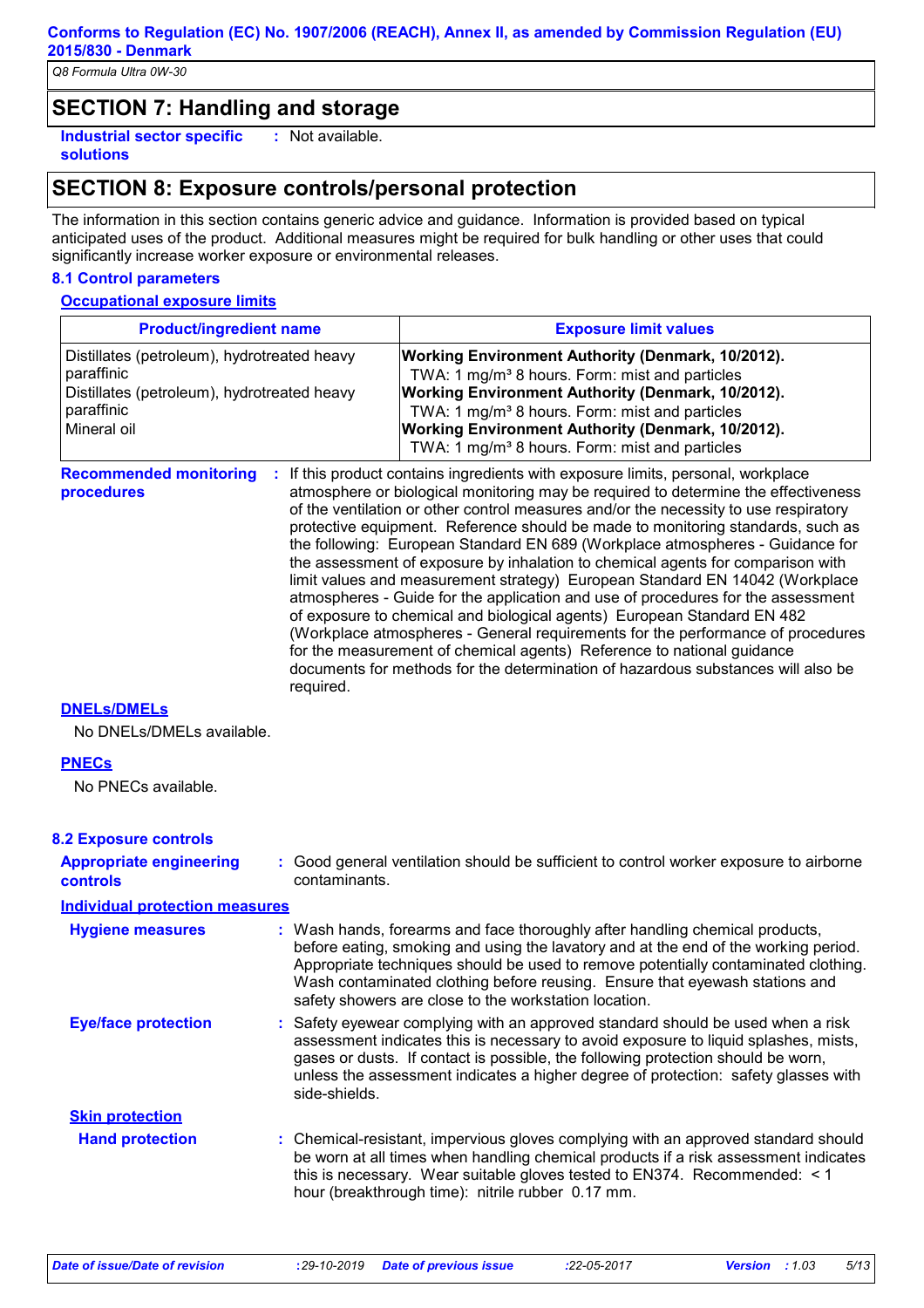## SECTION 7: Handling and storage

**Industrial sector specific solutions** : Not available.

## SECTION 8: Exposure controls/personal protection

The information in this section contains generic advice and guidance. Information is provided based on typical anticipated uses of the product. Additional measures might be required for bulk handling or other uses that could significantly increase worker exposure or environmental releases.

### 8.1 Control parameters

**Occupational exposure limits**

| Product/ingredient name | Exposure limit values |
|---|---|
| Distillates (petroleum), hydrotreated heavy paraffinic | **Working Environment Authority (Denmark, 10/2012).** TWA: 1 mg/m³ 8 hours. Form: mist and particles |
| Distillates (petroleum), hydrotreated heavy paraffinic | **Working Environment Authority (Denmark, 10/2012).** TWA: 1 mg/m³ 8 hours. Form: mist and particles |
| Mineral oil | **Working Environment Authority (Denmark, 10/2012).** TWA: 1 mg/m³ 8 hours. Form: mist and particles |

**Recommended monitoring procedures** : If this product contains ingredients with exposure limits, personal, workplace atmosphere or biological monitoring may be required to determine the effectiveness of the ventilation or other control measures and/or the necessity to use respiratory protective equipment. Reference should be made to monitoring standards, such as the following: European Standard EN 689 (Workplace atmospheres - Guidance for the assessment of exposure by inhalation to chemical agents for comparison with limit values and measurement strategy) European Standard EN 14042 (Workplace atmospheres - Guide for the application and use of procedures for the assessment of exposure to chemical and biological agents) European Standard EN 482 (Workplace atmospheres - General requirements for the performance of procedures for the measurement of chemical agents) Reference to national guidance documents for methods for the determination of hazardous substances will also be required.

**DNELs/DMELs**

No DNELs/DMELs available.

**PNECs**

No PNECs available.

### 8.2 Exposure controls

**Appropriate engineering controls** : Good general ventilation should be sufficient to control worker exposure to airborne contaminants.

**Individual protection measures**

**Hygiene measures** : Wash hands, forearms and face thoroughly after handling chemical products, before eating, smoking and using the lavatory and at the end of the working period. Appropriate techniques should be used to remove potentially contaminated clothing. Wash contaminated clothing before reusing. Ensure that eyewash stations and safety showers are close to the workstation location.

**Eye/face protection** : Safety eyewear complying with an approved standard should be used when a risk assessment indicates this is necessary to avoid exposure to liquid splashes, mists, gases or dusts. If contact is possible, the following protection should be worn, unless the assessment indicates a higher degree of protection: safety glasses with side-shields.

**Skin protection**

**Hand protection** : Chemical-resistant, impervious gloves complying with an approved standard should be worn at all times when handling chemical products if a risk assessment indicates this is necessary. Wear suitable gloves tested to EN374. Recommended: < 1 hour (breakthrough time): nitrile rubber 0.17 mm.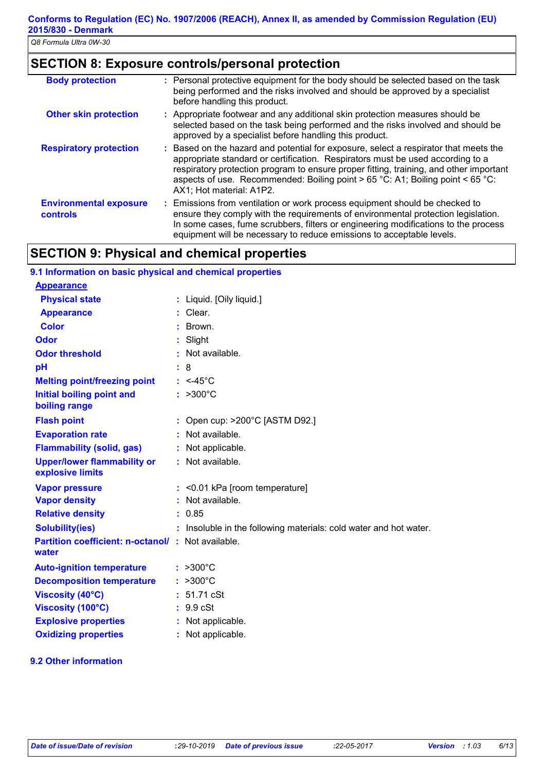## SECTION 8: Exposure controls/personal protection

| | |
|---|---|
| **Body protection** | : Personal protective equipment for the body should be selected based on the task being performed and the risks involved and should be approved by a specialist before handling this product. |
| **Other skin protection** | : Appropriate footwear and any additional skin protection measures should be selected based on the task being performed and the risks involved and should be approved by a specialist before handling this product. |
| **Respiratory protection** | : Based on the hazard and potential for exposure, select a respirator that meets the appropriate standard or certification. Respirators must be used according to a respiratory protection program to ensure proper fitting, training, and other important aspects of use. Recommended: Boiling point > 65 °C: A1; Boiling point < 65 °C: AX1; Hot material: A1P2. |
| **Environmental exposure controls** | : Emissions from ventilation or work process equipment should be checked to ensure they comply with the requirements of environmental protection legislation. In some cases, fume scrubbers, filters or engineering modifications to the process equipment will be necessary to reduce emissions to acceptable levels. |

## SECTION 9: Physical and chemical properties

### 9.1 Information on basic physical and chemical properties

**Appearance**

| | |
|---|---|
| **Physical state** | : Liquid. [Oily liquid.] |
| **Appearance** | : Clear. |
| **Color** | : Brown. |
| **Odor** | : Slight |
| **Odor threshold** | : Not available. |
| **pH** | : 8 |
| **Melting point/freezing point** | : <-45°C |
| **Initial boiling point and boiling range** | : >300°C |
| **Flash point** | : Open cup: >200°C [ASTM D92.] |
| **Evaporation rate** | : Not available. |
| **Flammability (solid, gas)** | : Not applicable. |
| **Upper/lower flammability or explosive limits** | : Not available. |
| **Vapor pressure** | : <0.01 kPa [room temperature] |
| **Vapor density** | : Not available. |
| **Relative density** | : 0.85 |
| **Solubility(ies)** | : Insoluble in the following materials: cold water and hot water. |
| **Partition coefficient: n-octanol/ water** | : Not available. |
| **Auto-ignition temperature** | : >300°C |
| **Decomposition temperature** | : >300°C |
| **Viscosity (40°C)** | : 51.71 cSt |
| **Viscosity (100°C)** | : 9.9 cSt |
| **Explosive properties** | : Not applicable. |
| **Oxidizing properties** | : Not applicable. |

### 9.2 Other information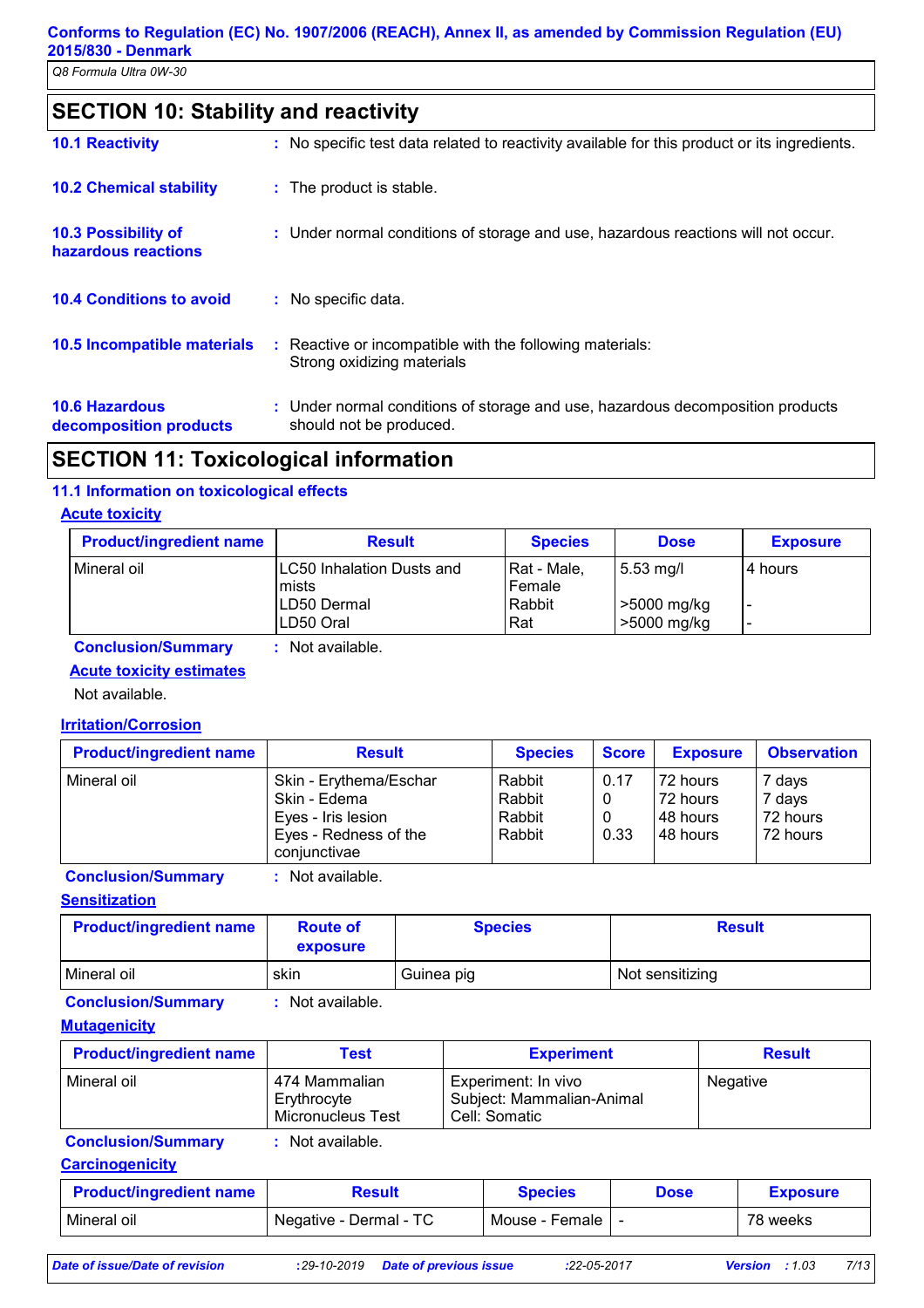## SECTION 10: Stability and reactivity

| | |
|---|---|
| **10.1 Reactivity** | : No specific test data related to reactivity available for this product or its ingredients. |
| **10.2 Chemical stability** | : The product is stable. |
| **10.3 Possibility of hazardous reactions** | : Under normal conditions of storage and use, hazardous reactions will not occur. |
| **10.4 Conditions to avoid** | : No specific data. |
| **10.5 Incompatible materials** | : Reactive or incompatible with the following materials: Strong oxidizing materials |
| **10.6 Hazardous decomposition products** | : Under normal conditions of storage and use, hazardous decomposition products should not be produced. |

## SECTION 11: Toxicological information

### 11.1 Information on toxicological effects

**Acute toxicity**

| Product/ingredient name | Result | Species | Dose | Exposure |
|---|---|---|---|---|
| Mineral oil | LC50 Inhalation Dusts and mists | Rat - Male, Female | 5.53 mg/l | 4 hours |
| | LD50 Dermal | Rabbit | >5000 mg/kg | - |
| | LD50 Oral | Rat | >5000 mg/kg | - |

**Conclusion/Summary** : Not available.

**Acute toxicity estimates**

Not available.

**Irritation/Corrosion**

| Product/ingredient name | Result | Species | Score | Exposure | Observation |
|---|---|---|---|---|---|
| Mineral oil | Skin - Erythema/Eschar | Rabbit | 0.17 | 72 hours | 7 days |
| | Skin - Edema | Rabbit | 0 | 72 hours | 7 days |
| | Eyes - Iris lesion | Rabbit | 0 | 48 hours | 72 hours |
| | Eyes - Redness of the conjunctivae | Rabbit | 0.33 | 48 hours | 72 hours |

**Conclusion/Summary** : Not available.

**Sensitization**

| Product/ingredient name | Route of exposure | Species | Result |
|---|---|---|---|
| Mineral oil | skin | Guinea pig | Not sensitizing |

**Conclusion/Summary** : Not available.

**Mutagenicity**

| Product/ingredient name | Test | Experiment | Result |
|---|---|---|---|
| Mineral oil | 474 Mammalian Erythrocyte Micronucleus Test | Experiment: In vivo<br>Subject: Mammalian-Animal<br>Cell: Somatic | Negative |

**Conclusion/Summary** : Not available.

**Carcinogenicity**

| Product/ingredient name | Result | Species | Dose | Exposure |
|---|---|---|---|---|
| Mineral oil | Negative - Dermal - TC | Mouse - Female | - | 78 weeks |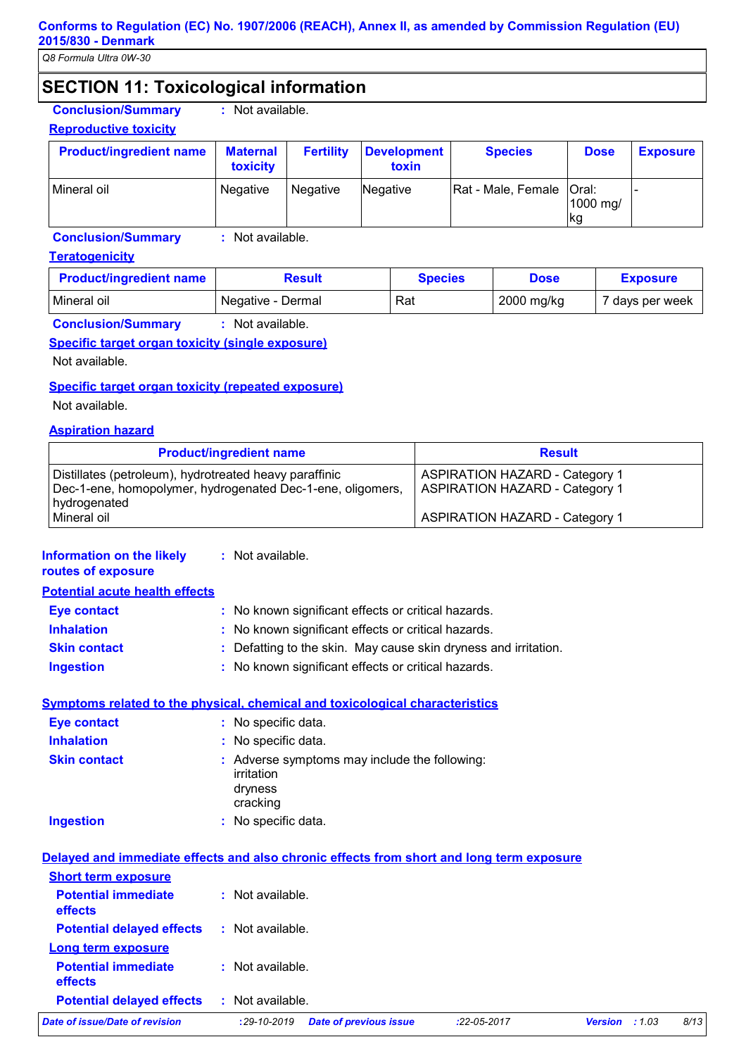## SECTION 11: Toxicological information

**Conclusion/Summary** : Not available.

**Reproductive toxicity**

| Product/ingredient name | Maternal toxicity | Fertility | Development toxin | Species | Dose | Exposure |
|---|---|---|---|---|---|---|
| Mineral oil | Negative | Negative | Negative | Rat - Male, Female | Oral: 1000 mg/kg | - |

**Conclusion/Summary** : Not available.

**Teratogenicity**

| Product/ingredient name | Result | Species | Dose | Exposure |
|---|---|---|---|---|
| Mineral oil | Negative - Dermal | Rat | 2000 mg/kg | 7 days per week |

**Conclusion/Summary** : Not available.

**Specific target organ toxicity (single exposure)**

Not available.

**Specific target organ toxicity (repeated exposure)**

Not available.

**Aspiration hazard**

| Product/ingredient name | Result |
|---|---|
| Distillates (petroleum), hydrotreated heavy paraffinic | ASPIRATION HAZARD - Category 1 |
| Dec-1-ene, homopolymer, hydrogenated Dec-1-ene, oligomers, hydrogenated | ASPIRATION HAZARD - Category 1 |
| Mineral oil | ASPIRATION HAZARD - Category 1 |

**Information on the likely routes of exposure** : Not available.

**Potential acute health effects**

- **Eye contact** : No known significant effects or critical hazards.
- **Inhalation** : No known significant effects or critical hazards.
- **Skin contact** : Defatting to the skin. May cause skin dryness and irritation.
- **Ingestion** : No known significant effects or critical hazards.

**Symptoms related to the physical, chemical and toxicological characteristics**

- **Eye contact** : No specific data.
- **Inhalation** : No specific data.
- **Skin contact** : Adverse symptoms may include the following:
  irritation
  dryness
  cracking
- **Ingestion** : No specific data.

**Delayed and immediate effects and also chronic effects from short and long term exposure**

**Short term exposure**

- **Potential immediate effects** : Not available.
- **Potential delayed effects** : Not available.

**Long term exposure**

- **Potential immediate effects** : Not available.
- **Potential delayed effects** : Not available.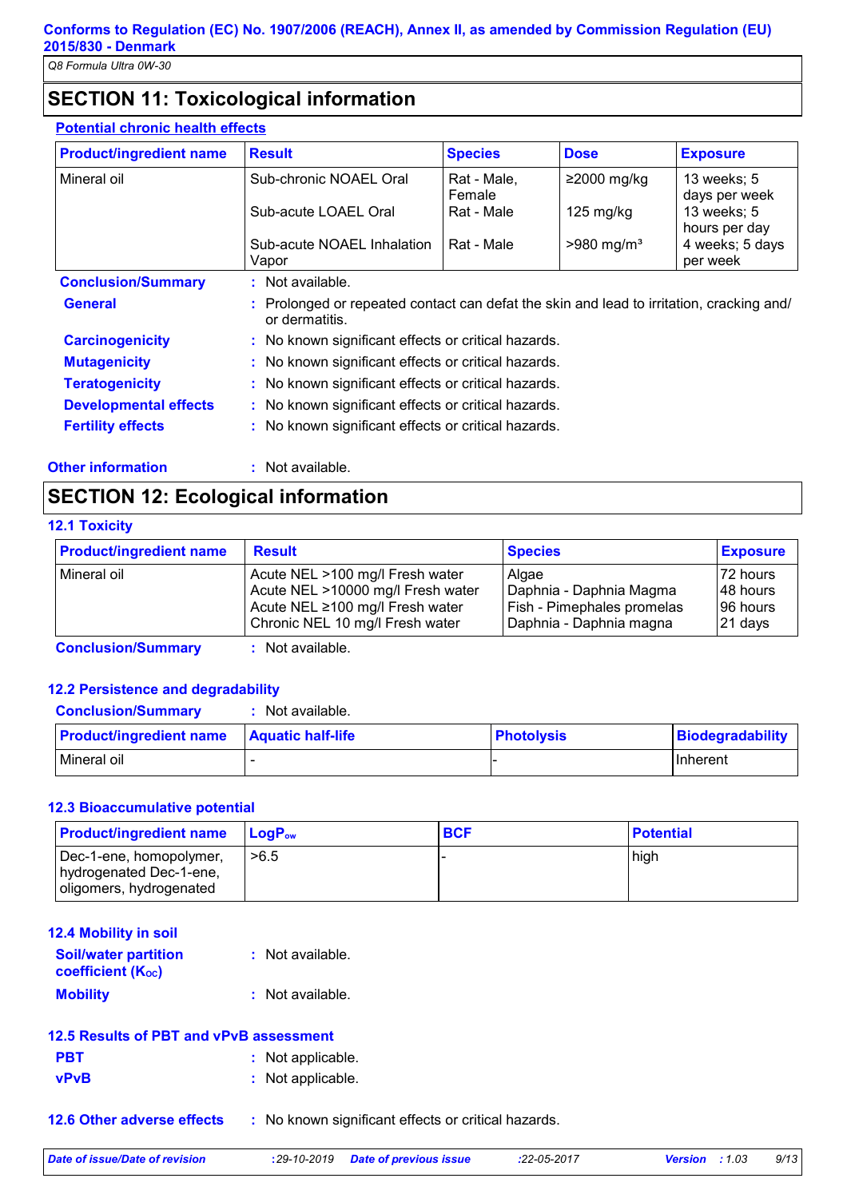## SECTION 11: Toxicological information

### Potential chronic health effects

| Product/ingredient name | Result | Species | Dose | Exposure |
|---|---|---|---|---|
| Mineral oil | Sub-chronic NOAEL Oral | Rat - Male, Female | ≥2000 mg/kg | 13 weeks; 5 days per week |
| | Sub-acute LOAEL Oral | Rat - Male | 125 mg/kg | 13 weeks; 5 hours per day |
| | Sub-acute NOAEL Inhalation Vapor | Rat - Male | >980 mg/m³ | 4 weeks; 5 days per week |

**Conclusion/Summary** : Not available.

**General** : Prolonged or repeated contact can defat the skin and lead to irritation, cracking and/ or dermatitis.

**Carcinogenicity** : No known significant effects or critical hazards.

**Mutagenicity** : No known significant effects or critical hazards.

**Teratogenicity** : No known significant effects or critical hazards.

**Developmental effects** : No known significant effects or critical hazards.

**Fertility effects** : No known significant effects or critical hazards.

**Other information** : Not available.

## SECTION 12: Ecological information

### 12.1 Toxicity

| Product/ingredient name | Result | Species | Exposure |
|---|---|---|---|
| Mineral oil | Acute NEL >100 mg/l Fresh water | Algae | 72 hours |
| | Acute NEL >10000 mg/l Fresh water | Daphnia - Daphnia Magma | 48 hours |
| | Acute NEL ≥100 mg/l Fresh water | Fish - Pimephales promelas | 96 hours |
| | Chronic NEL 10 mg/l Fresh water | Daphnia - Daphnia magna | 21 days |

**Conclusion/Summary** : Not available.

### 12.2 Persistence and degradability

**Conclusion/Summary** : Not available.

| Product/ingredient name | Aquatic half-life | Photolysis | Biodegradability |
|---|---|---|---|
| Mineral oil | - | - | Inherent |

### 12.3 Bioaccumulative potential

| Product/ingredient name | $LogP_{ow}$ | BCF | Potential |
|---|---|---|---|
| Dec-1-ene, homopolymer, hydrogenated Dec-1-ene, oligomers, hydrogenated | >6.5 | - | high |

### 12.4 Mobility in soil

**Soil/water partition coefficient ($K_{OC}$)** : Not available.

**Mobility** : Not available.

### 12.5 Results of PBT and vPvB assessment

**PBT** : Not applicable.

**vPvB** : Not applicable.

### 12.6 Other adverse effects : No known significant effects or critical hazards.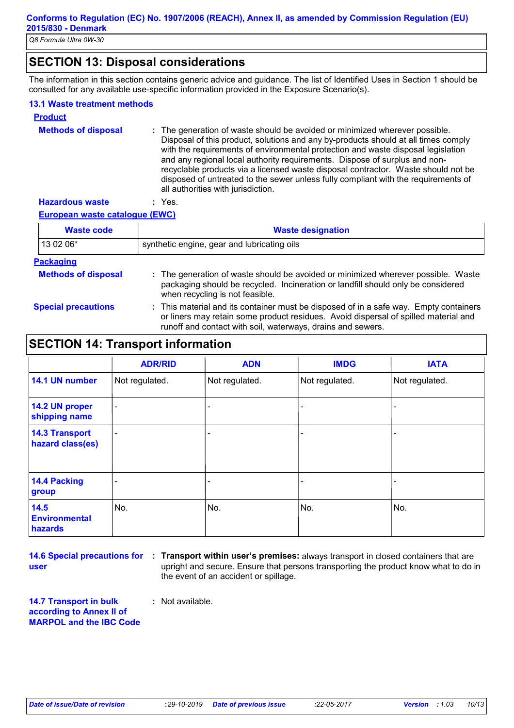## SECTION 13: Disposal considerations

The information in this section contains generic advice and guidance. The list of Identified Uses in Section 1 should be consulted for any available use-specific information provided in the Exposure Scenario(s).

### 13.1 Waste treatment methods

**Product**

**Methods of disposal** : The generation of waste should be avoided or minimized wherever possible. Disposal of this product, solutions and any by-products should at all times comply with the requirements of environmental protection and waste disposal legislation and any regional local authority requirements. Dispose of surplus and non-recyclable products via a licensed waste disposal contractor. Waste should not be disposed of untreated to the sewer unless fully compliant with the requirements of all authorities with jurisdiction.

**Hazardous waste** : Yes.

**European waste catalogue (EWC)**

| Waste code | Waste designation |
|---|---|
| 13 02 06* | synthetic engine, gear and lubricating oils |

**Packaging**

**Methods of disposal** : The generation of waste should be avoided or minimized wherever possible. Waste packaging should be recycled. Incineration or landfill should only be considered when recycling is not feasible.

**Special precautions** : This material and its container must be disposed of in a safe way. Empty containers or liners may retain some product residues. Avoid dispersal of spilled material and runoff and contact with soil, waterways, drains and sewers.

## SECTION 14: Transport information

| | ADR/RID | ADN | IMDG | IATA |
|---|---|---|---|---|
| **14.1 UN number** | Not regulated. | Not regulated. | Not regulated. | Not regulated. |
| **14.2 UN proper shipping name** | - | - | - | - |
| **14.3 Transport hazard class(es)** | - | - | - | - |
| **14.4 Packing group** | - | - | - | - |
| **14.5 Environmental hazards** | No. | No. | No. | No. |

**14.6 Special precautions for user** : **Transport within user's premises:** always transport in closed containers that are upright and secure. Ensure that persons transporting the product know what to do in the event of an accident or spillage.

**14.7 Transport in bulk according to Annex II of MARPOL and the IBC Code** : Not available.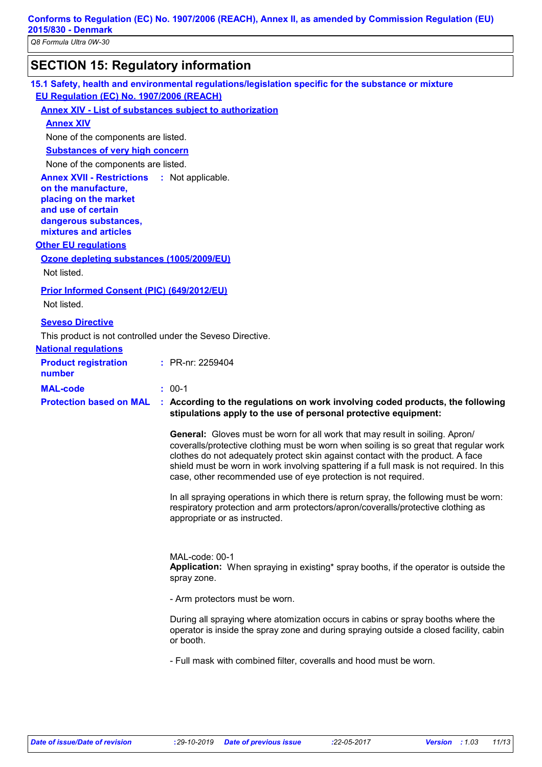## SECTION 15: Regulatory information

### 15.1 Safety, health and environmental regulations/legislation specific for the substance or mixture

**EU Regulation (EC) No. 1907/2006 (REACH)**

**Annex XIV - List of substances subject to authorization**

**Annex XIV**

None of the components are listed.

**Substances of very high concern**

None of the components are listed.

**Annex XVII - Restrictions on the manufacture, placing on the market and use of certain dangerous substances, mixtures and articles** : Not applicable.

**Other EU regulations**

**Ozone depleting substances (1005/2009/EU)**

Not listed.

**Prior Informed Consent (PIC) (649/2012/EU)**

Not listed.

**Seveso Directive**

This product is not controlled under the Seveso Directive.

**National regulations**

**Product registration number** : PR-nr: 2259404

**MAL-code** : 00-1

**Protection based on MAL** : **According to the regulations on work involving coded products, the following stipulations apply to the use of personal protective equipment:**

**General:** Gloves must be worn for all work that may result in soiling. Apron/ coveralls/protective clothing must be worn when soiling is so great that regular work clothes do not adequately protect skin against contact with the product. A face shield must be worn in work involving spattering if a full mask is not required. In this case, other recommended use of eye protection is not required.

In all spraying operations in which there is return spray, the following must be worn: respiratory protection and arm protectors/apron/coveralls/protective clothing as appropriate or as instructed.

MAL-code: 00-1
**Application:** When spraying in existing* spray booths, if the operator is outside the spray zone.

- Arm protectors must be worn.

During all spraying where atomization occurs in cabins or spray booths where the operator is inside the spray zone and during spraying outside a closed facility, cabin or booth.

- Full mask with combined filter, coveralls and hood must be worn.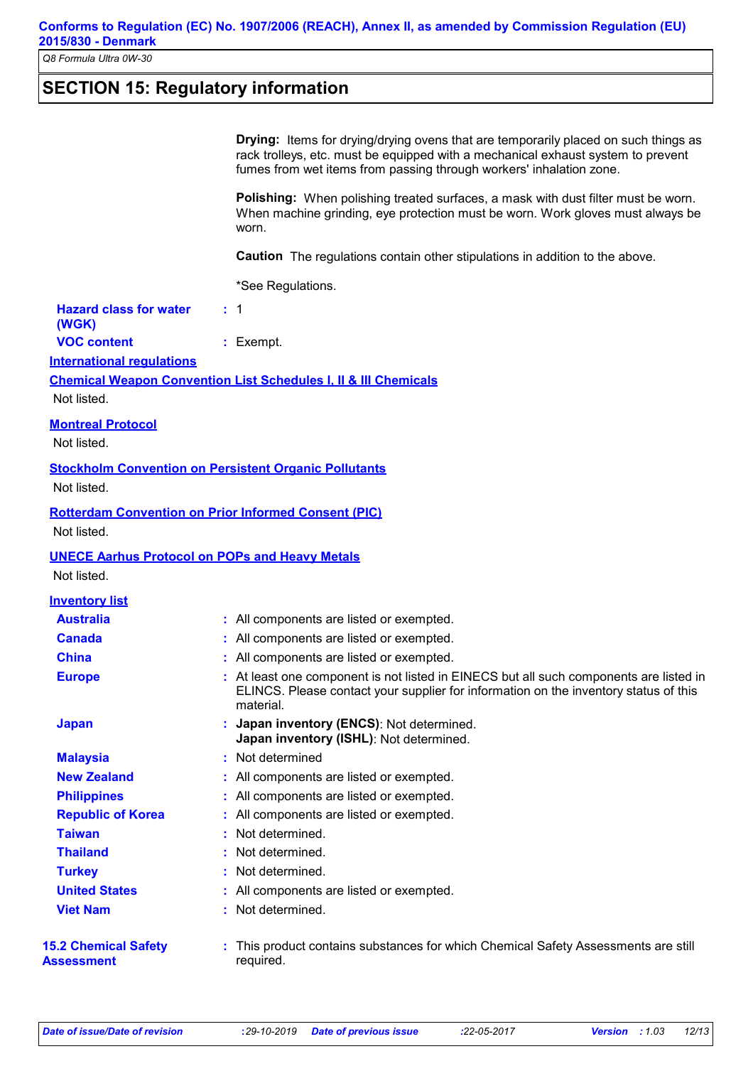## SECTION 15: Regulatory information

**Drying:** Items for drying/drying ovens that are temporarily placed on such things as rack trolleys, etc. must be equipped with a mechanical exhaust system to prevent fumes from wet items from passing through workers' inhalation zone.

**Polishing:** When polishing treated surfaces, a mask with dust filter must be worn. When machine grinding, eye protection must be worn. Work gloves must always be worn.

**Caution** The regulations contain other stipulations in addition to the above.

*See Regulations.

**Hazard class for water (WGK)** : 1

**VOC content** : Exempt.

### International regulations

**Chemical Weapon Convention List Schedules I, II & III Chemicals**

Not listed.

**Montreal Protocol**

Not listed.

**Stockholm Convention on Persistent Organic Pollutants**

Not listed.

**Rotterdam Convention on Prior Informed Consent (PIC)**

Not listed.

**UNECE Aarhus Protocol on POPs and Heavy Metals**

Not listed.

### Inventory list

| | |
|---|---|
| **Australia** | All components are listed or exempted. |
| **Canada** | All components are listed or exempted. |
| **China** | All components are listed or exempted. |
| **Europe** | At least one component is not listed in EINECS but all such components are listed in ELINCS. Please contact your supplier for information on the inventory status of this material. |
| **Japan** | **Japan inventory (ENCS)**: Not determined. **Japan inventory (ISHL)**: Not determined. |
| **Malaysia** | Not determined |
| **New Zealand** | All components are listed or exempted. |
| **Philippines** | All components are listed or exempted. |
| **Republic of Korea** | All components are listed or exempted. |
| **Taiwan** | Not determined. |
| **Thailand** | Not determined. |
| **Turkey** | Not determined. |
| **United States** | All components are listed or exempted. |
| **Viet Nam** | Not determined. |

**15.2 Chemical Safety Assessment** : This product contains substances for which Chemical Safety Assessments are still required.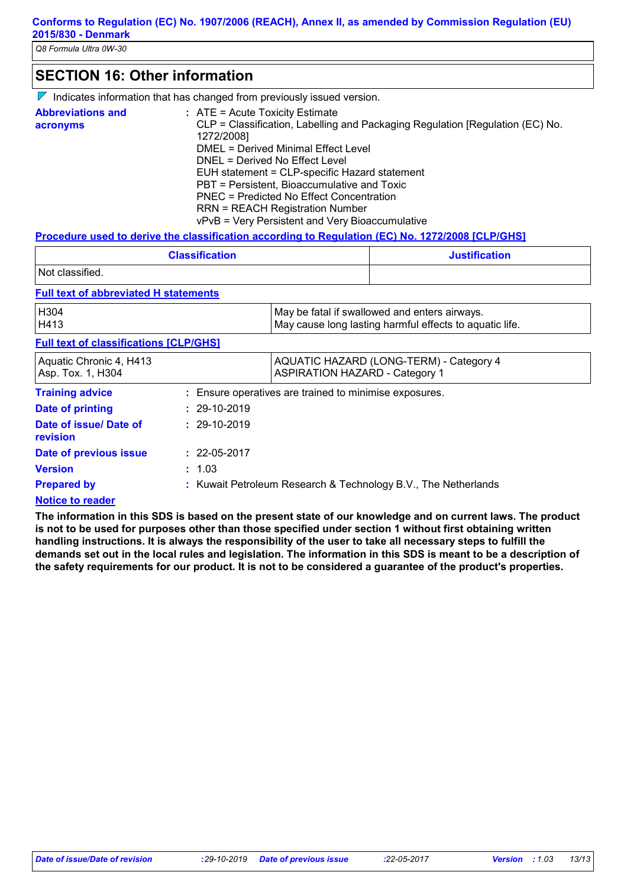# SECTION 16: Other information

Indicates information that has changed from previously issued version.

**Abbreviations and acronyms** : ATE = Acute Toxicity Estimate
CLP = Classification, Labelling and Packaging Regulation [Regulation (EC) No. 1272/2008]
DMEL = Derived Minimal Effect Level
DNEL = Derived No Effect Level
EUH statement = CLP-specific Hazard statement
PBT = Persistent, Bioaccumulative and Toxic
PNEC = Predicted No Effect Concentration
RRN = REACH Registration Number
vPvB = Very Persistent and Very Bioaccumulative

**Procedure used to derive the classification according to Regulation (EC) No. 1272/2008 [CLP/GHS]**

| Classification | Justification |
|---|---|
| Not classified. | |

**Full text of abbreviated H statements**

| | |
|---|---|
| H304<br>H413 | May be fatal if swallowed and enters airways.<br>May cause long lasting harmful effects to aquatic life. |

**Full text of classifications [CLP/GHS]**

| | |
|---|---|
| Aquatic Chronic 4, H413<br>Asp. Tox. 1, H304 | AQUATIC HAZARD (LONG-TERM) - Category 4<br>ASPIRATION HAZARD - Category 1 |

**Training advice** : Ensure operatives are trained to minimise exposures.

**Date of printing** : 29-10-2019

**Date of issue/ Date of revision** : 29-10-2019

**Date of previous issue** : 22-05-2017

**Version** : 1.03

**Prepared by** : Kuwait Petroleum Research & Technology B.V., The Netherlands

**Notice to reader**

**The information in this SDS is based on the present state of our knowledge and on current laws. The product is not to be used for purposes other than those specified under section 1 without first obtaining written handling instructions. It is always the responsibility of the user to take all necessary steps to fulfill the demands set out in the local rules and legislation. The information in this SDS is meant to be a description of the safety requirements for our product. It is not to be considered a guarantee of the product's properties.**